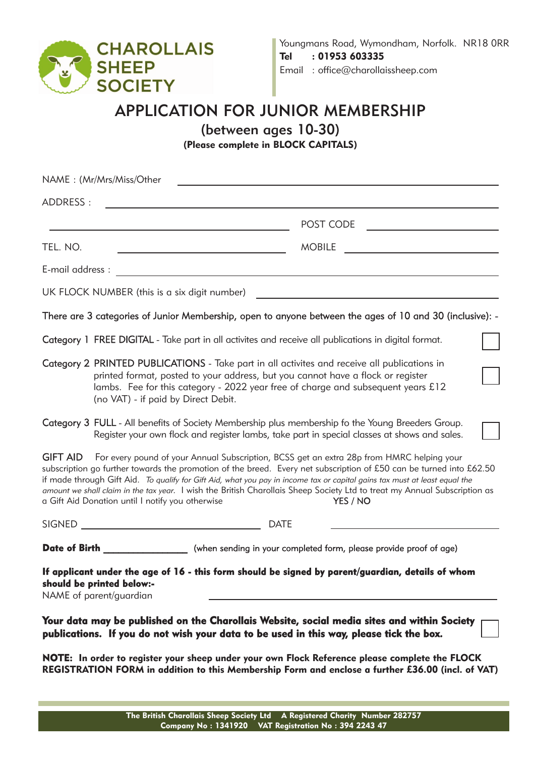**CHAROLLAIS SHEEP SOCIETY**

Youngmans Road, Wymondham, Norfolk. NR18 0RR
**Tel : 01953 603335**
Email : office@charollaissheep.com

# APPLICATION FOR JUNIOR MEMBERSHIP

## (between ages 10-30)

**(Please complete in BLOCK CAPITALS)**

NAME : (Mr/Mrs/Miss/Other ______________________________

ADDRESS : ______________________________

______________________________ POST CODE ______________

TEL. NO. ______________ MOBILE ______________

E-mail address : ______________________________

UK FLOCK NUMBER (this is a six digit number) ______________

There are 3 categories of Junior Membership, open to anyone between the ages of 10 and 30 (inclusive): -

Category 1 FREE DIGITAL - Take part in all activites and receive all publications in digital format. ☐

Category 2 PRINTED PUBLICATIONS - Take part in all activites and receive all publications in printed format, posted to your address, but you cannot have a flock or register lambs. Fee for this category - 2022 year free of charge and subsequent years £12 (no VAT) - if paid by Direct Debit. ☐

Category 3 FULL - All benefits of Society Membership plus membership fo the Young Breeders Group. Register your own flock and register lambs, take part in special classes at shows and sales. ☐

GIFT AID For every pound of your Annual Subscription, BCSS get an extra 28p from HMRC helping your subscription go further towards the promotion of the breed. Every net subscription of £50 can be turned into £62.50 if made through Gift Aid. *To qualify for Gift Aid, what you pay in income tax or capital gains tax must at least equal the amount we shall claim in the tax year.* I wish the British Charollais Sheep Society Ltd to treat my Annual Subscription as a Gift Aid Donation until I notify you otherwise YES / NO

SIGNED ______________________________ DATE ______________

**Date of Birth** ______________ (when sending in your completed form, please provide proof of age)

**If applicant under the age of 16 - this form should be signed by parent/guardian, details of whom should be printed below:-**
NAME of parent/guardian ______________________________

**Your data may be published on the Charollais Website, social media sites and within Society publications. If you do not wish your data to be used in this way, please tick the box.** ☐

**NOTE: In order to register your sheep under your own Flock Reference please complete the FLOCK REGISTRATION FORM in addition to this Membership Form and enclose a further £36.00 (incl. of VAT)**

**The British Charollais Sheep Society Ltd A Registered Charity Number 282757**
**Company No : 1341920 VAT Registration No : 394 2243 47**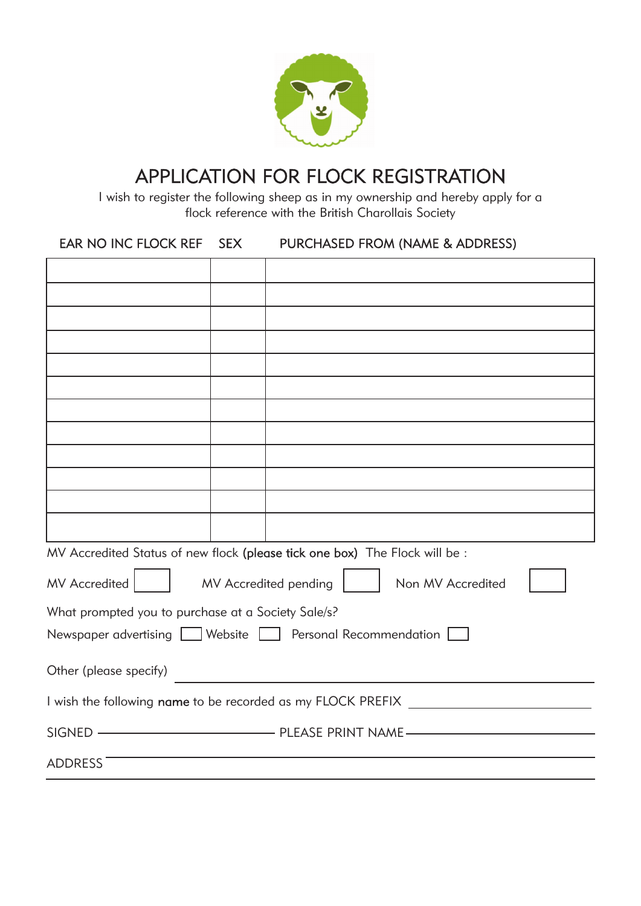# APPLICATION FOR FLOCK REGISTRATION

I wish to register the following sheep as in my ownership and hereby apply for a flock reference with the British Charollais Society

| EAR NO INC FLOCK REF | SEX | PURCHASED FROM (NAME & ADDRESS) |
|---|---|---|
| | | |
| | | |
| | | |
| | | |
| | | |
| | | |
| | | |
| | | |
| | | |
| | | |
| | | |
| | | |

MV Accredited Status of new flock **(please tick one box)** The Flock will be :

MV Accredited ☐ MV Accredited pending ☐ Non MV Accredited ☐

What prompted you to purchase at a Society Sale/s?

Newspaper advertising ☐ Website ☐ Personal Recommendation ☐

Other (please specify) ______________________________

I wish the following **name** to be recorded as my FLOCK PREFIX ______________________________

SIGNED ______________________________ PLEASE PRINT NAME ______________________________

ADDRESS ______________________________

______________________________